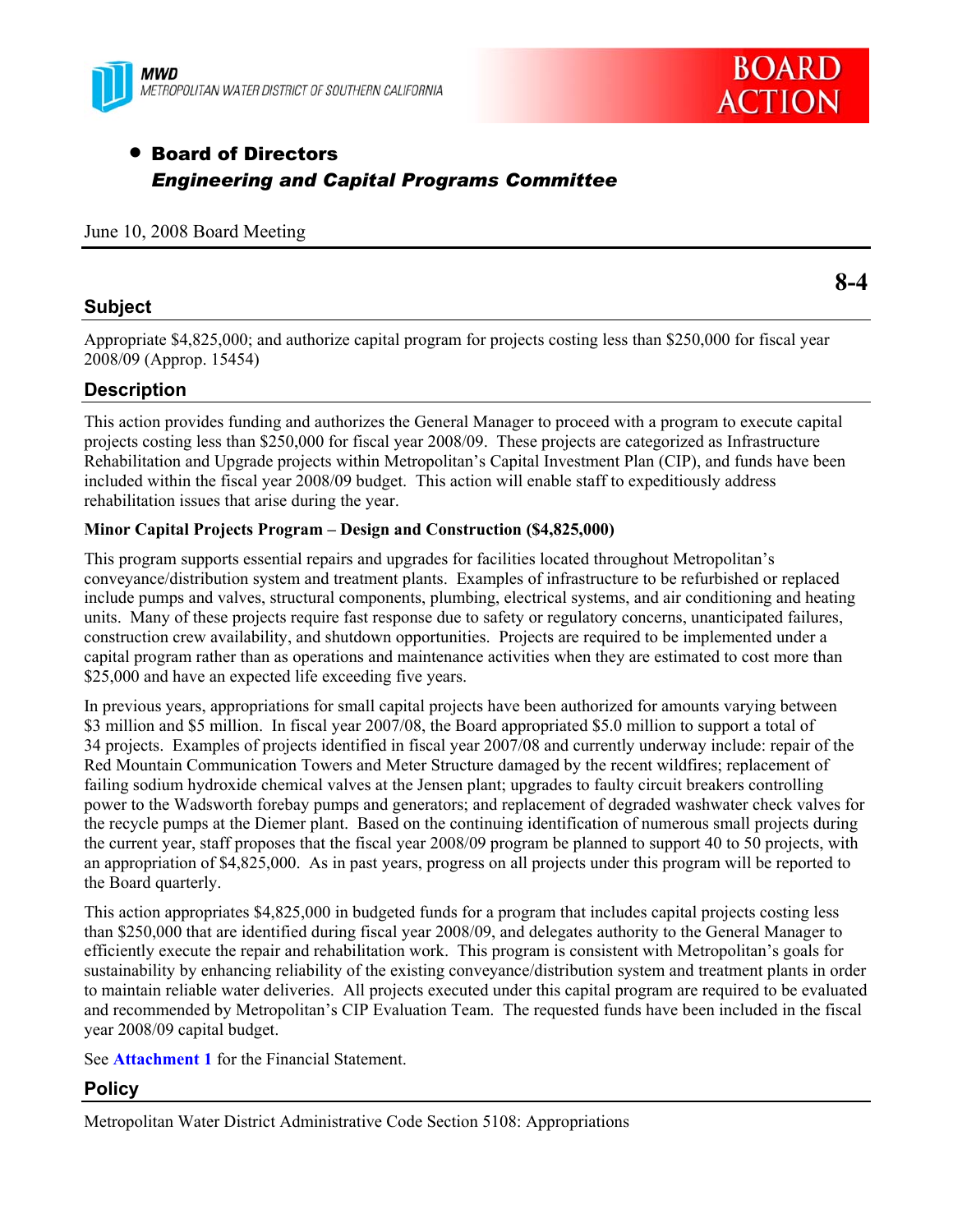MWD
METROPOLITAN WATER DISTRICT OF SOUTHERN CALIFORNIA

BOARD ACTION

- **Board of Directors**
  ***Engineering and Capital Programs Committee***

June 10, 2008 Board Meeting

**8-4**

## Subject

Appropriate $4,825,000; and authorize capital program for projects costing less than $250,000 for fiscal year 2008/09 (Approp. 15454)

## Description

This action provides funding and authorizes the General Manager to proceed with a program to execute capital projects costing less than $250,000 for fiscal year 2008/09. These projects are categorized as Infrastructure Rehabilitation and Upgrade projects within Metropolitan's Capital Investment Plan (CIP), and funds have been included within the fiscal year 2008/09 budget. This action will enable staff to expeditiously address rehabilitation issues that arise during the year.

**Minor Capital Projects Program – Design and Construction ($4,825,000)**

This program supports essential repairs and upgrades for facilities located throughout Metropolitan's conveyance/distribution system and treatment plants. Examples of infrastructure to be refurbished or replaced include pumps and valves, structural components, plumbing, electrical systems, and air conditioning and heating units. Many of these projects require fast response due to safety or regulatory concerns, unanticipated failures, construction crew availability, and shutdown opportunities. Projects are required to be implemented under a capital program rather than as operations and maintenance activities when they are estimated to cost more than $25,000 and have an expected life exceeding five years.

In previous years, appropriations for small capital projects have been authorized for amounts varying between $3 million and $5 million. In fiscal year 2007/08, the Board appropriated $5.0 million to support a total of 34 projects. Examples of projects identified in fiscal year 2007/08 and currently underway include: repair of the Red Mountain Communication Towers and Meter Structure damaged by the recent wildfires; replacement of failing sodium hydroxide chemical valves at the Jensen plant; upgrades to faulty circuit breakers controlling power to the Wadsworth forebay pumps and generators; and replacement of degraded washwater check valves for the recycle pumps at the Diemer plant. Based on the continuing identification of numerous small projects during the current year, staff proposes that the fiscal year 2008/09 program be planned to support 40 to 50 projects, with an appropriation of $4,825,000. As in past years, progress on all projects under this program will be reported to the Board quarterly.

This action appropriates $4,825,000 in budgeted funds for a program that includes capital projects costing less than $250,000 that are identified during fiscal year 2008/09, and delegates authority to the General Manager to efficiently execute the repair and rehabilitation work. This program is consistent with Metropolitan's goals for sustainability by enhancing reliability of the existing conveyance/distribution system and treatment plants in order to maintain reliable water deliveries. All projects executed under this capital program are required to be evaluated and recommended by Metropolitan's CIP Evaluation Team. The requested funds have been included in the fiscal year 2008/09 capital budget.

See **Attachment 1** for the Financial Statement.

## Policy

Metropolitan Water District Administrative Code Section 5108: Appropriations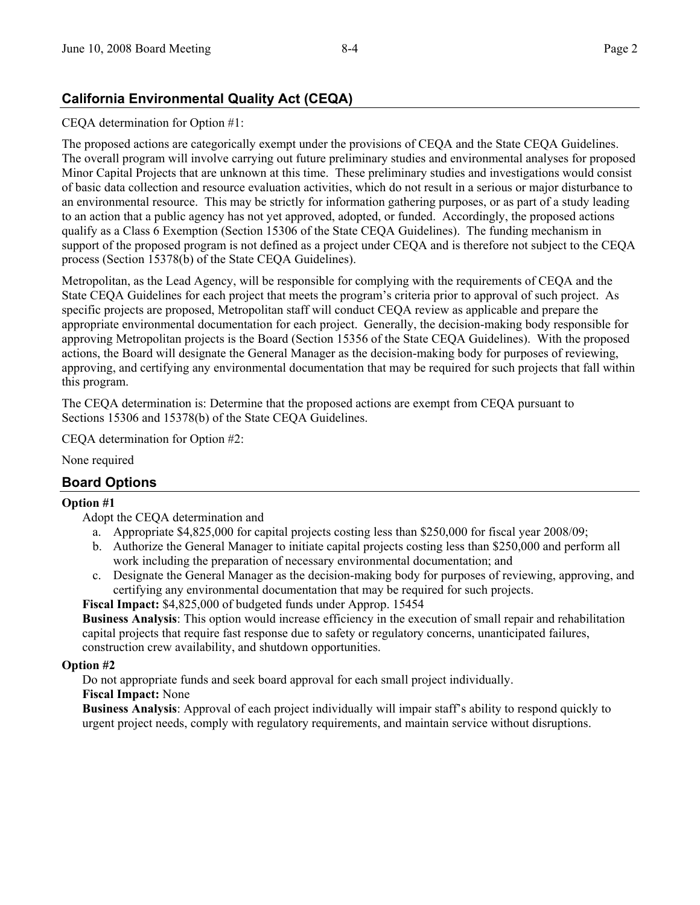## California Environmental Quality Act (CEQA)

CEQA determination for Option #1:

The proposed actions are categorically exempt under the provisions of CEQA and the State CEQA Guidelines. The overall program will involve carrying out future preliminary studies and environmental analyses for proposed Minor Capital Projects that are unknown at this time. These preliminary studies and investigations would consist of basic data collection and resource evaluation activities, which do not result in a serious or major disturbance to an environmental resource. This may be strictly for information gathering purposes, or as part of a study leading to an action that a public agency has not yet approved, adopted, or funded. Accordingly, the proposed actions qualify as a Class 6 Exemption (Section 15306 of the State CEQA Guidelines). The funding mechanism in support of the proposed program is not defined as a project under CEQA and is therefore not subject to the CEQA process (Section 15378(b) of the State CEQA Guidelines).

Metropolitan, as the Lead Agency, will be responsible for complying with the requirements of CEQA and the State CEQA Guidelines for each project that meets the program's criteria prior to approval of such project. As specific projects are proposed, Metropolitan staff will conduct CEQA review as applicable and prepare the appropriate environmental documentation for each project. Generally, the decision-making body responsible for approving Metropolitan projects is the Board (Section 15356 of the State CEQA Guidelines). With the proposed actions, the Board will designate the General Manager as the decision-making body for purposes of reviewing, approving, and certifying any environmental documentation that may be required for such projects that fall within this program.

The CEQA determination is: Determine that the proposed actions are exempt from CEQA pursuant to Sections 15306 and 15378(b) of the State CEQA Guidelines.

CEQA determination for Option #2:

None required

## Board Options

**Option #1**

Adopt the CEQA determination and

a. Appropriate $4,825,000 for capital projects costing less than $250,000 for fiscal year 2008/09;
b. Authorize the General Manager to initiate capital projects costing less than $250,000 and perform all work including the preparation of necessary environmental documentation; and
c. Designate the General Manager as the decision-making body for purposes of reviewing, approving, and certifying any environmental documentation that may be required for such projects.

**Fiscal Impact:** $4,825,000 of budgeted funds under Approp. 15454

**Business Analysis**: This option would increase efficiency in the execution of small repair and rehabilitation capital projects that require fast response due to safety or regulatory concerns, unanticipated failures, construction crew availability, and shutdown opportunities.

**Option #2**

Do not appropriate funds and seek board approval for each small project individually.

**Fiscal Impact:** None

**Business Analysis**: Approval of each project individually will impair staff's ability to respond quickly to urgent project needs, comply with regulatory requirements, and maintain service without disruptions.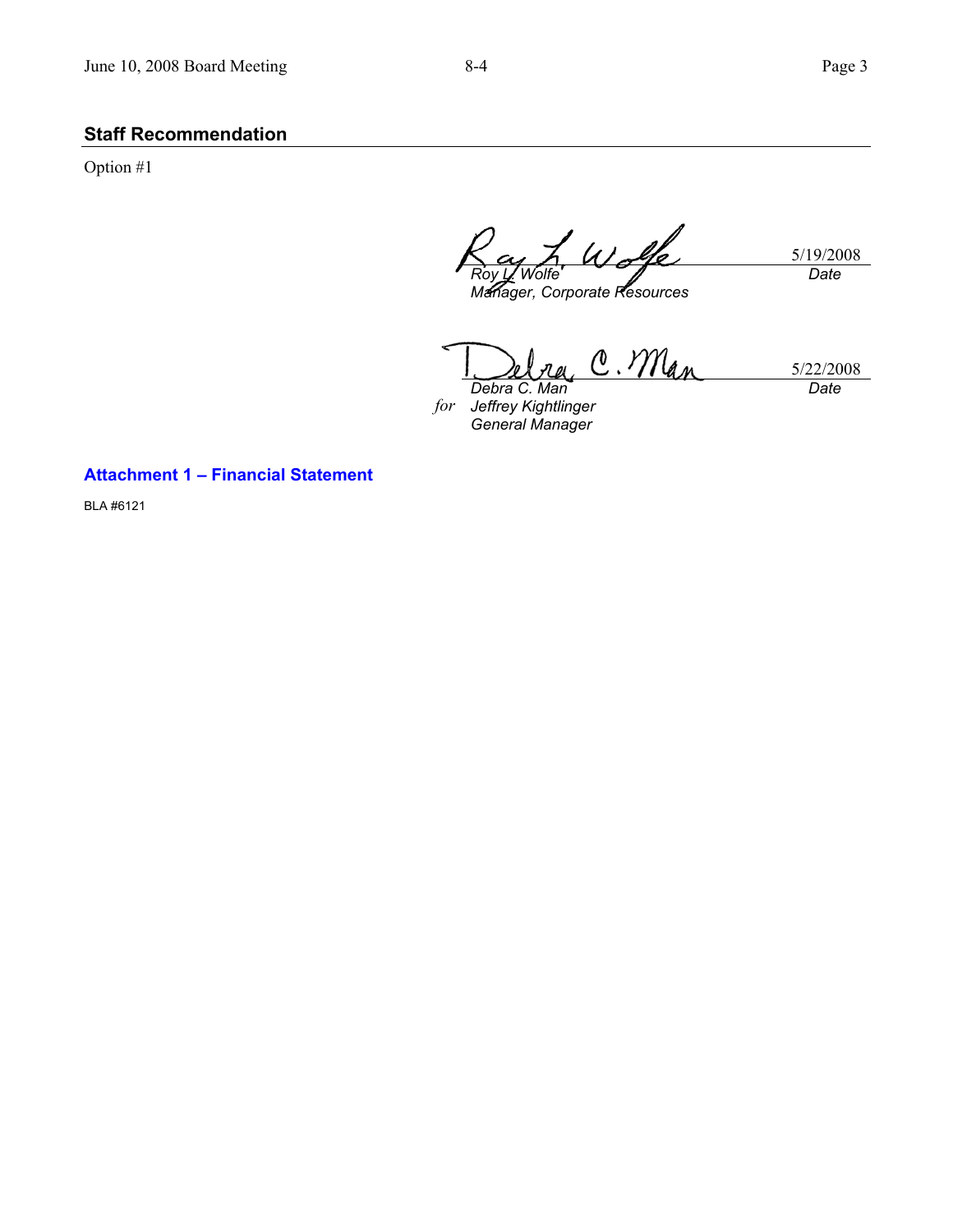## Staff Recommendation

Option #1

| | |
|---|---|
| *Roy L. Wolfe* | 5/19/2008 |
| *Manager, Corporate Resources* | *Date* |

| | |
|---|---|
| *Debra C. Man* | 5/22/2008 |
| *for Jeffrey Kightlinger* | *Date* |
| *General Manager* | |

**Attachment 1 – Financial Statement**

BLA #6121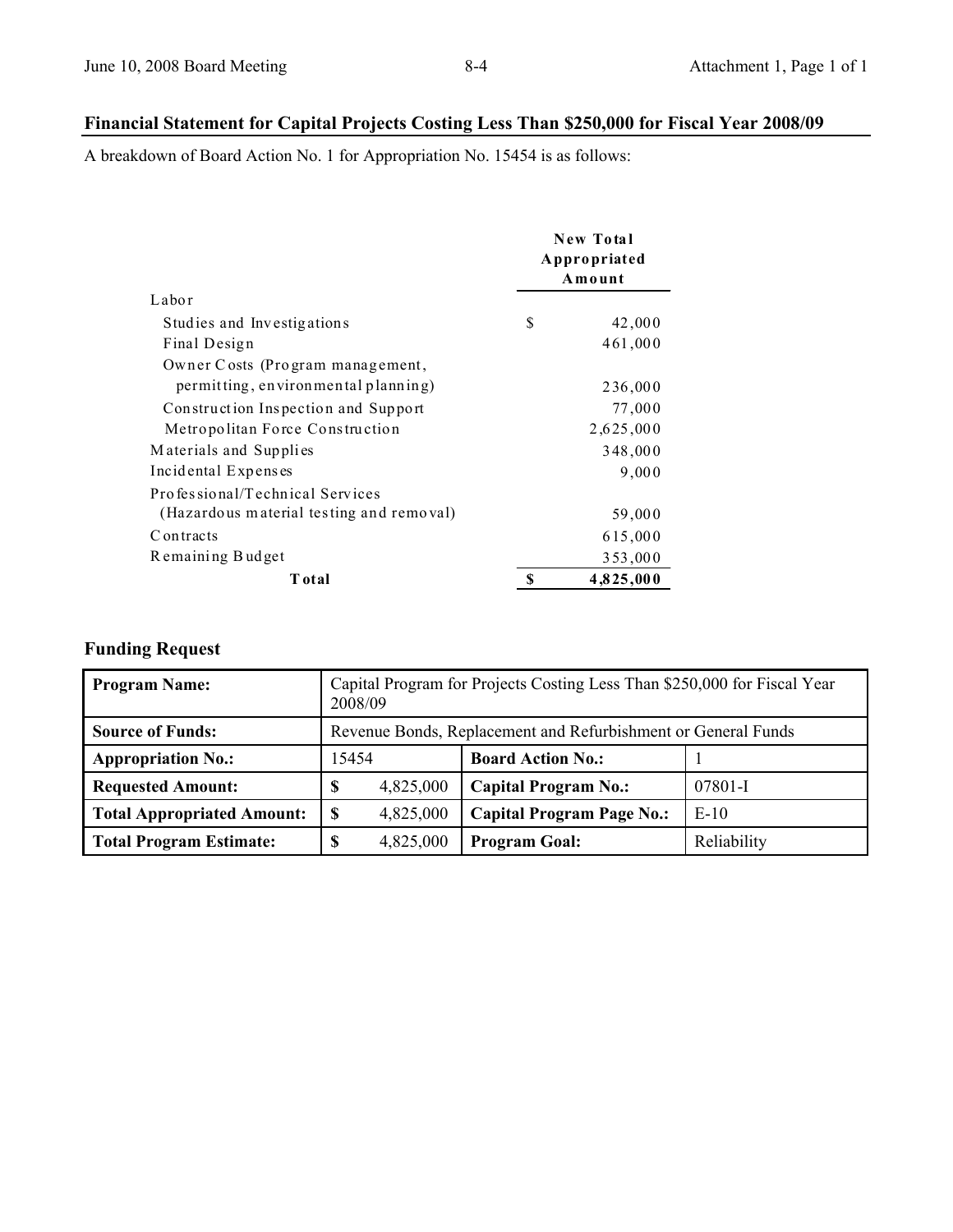## Financial Statement for Capital Projects Costing Less Than $250,000 for Fiscal Year 2008/09

A breakdown of Board Action No. 1 for Appropriation No. 15454 is as follows:

| | New Total Appropriated Amount |
|---|---|
| Labor | |
| Studies and Investigations | $ 42,000 |
| Final Design | 461,000 |
| Owner Costs (Program management, permitting, environmental planning) | 236,000 |
| Construction Inspection and Support | 77,000 |
| Metropolitan Force Construction | 2,625,000 |
| Materials and Supplies | 348,000 |
| Incidental Expenses | 9,000 |
| Professional/Technical Services (Hazardous material testing and removal) | 59,000 |
| Contracts | 615,000 |
| Remaining Budget | 353,000 |
| **Total** | **$ 4,825,000** |

### Funding Request

| | | | |
|---|---|---|---|
| **Program Name:** | Capital Program for Projects Costing Less Than $250,000 for Fiscal Year 2008/09 | | |
| **Source of Funds:** | Revenue Bonds, Replacement and Refurbishment or General Funds | | |
| **Appropriation No.:** | 15454 | **Board Action No.:** | 1 |
| **Requested Amount:** | $ 4,825,000 | **Capital Program No.:** | 07801-I |
| **Total Appropriated Amount:** | $ 4,825,000 | **Capital Program Page No.:** | E-10 |
| **Total Program Estimate:** | $ 4,825,000 | **Program Goal:** | Reliability |